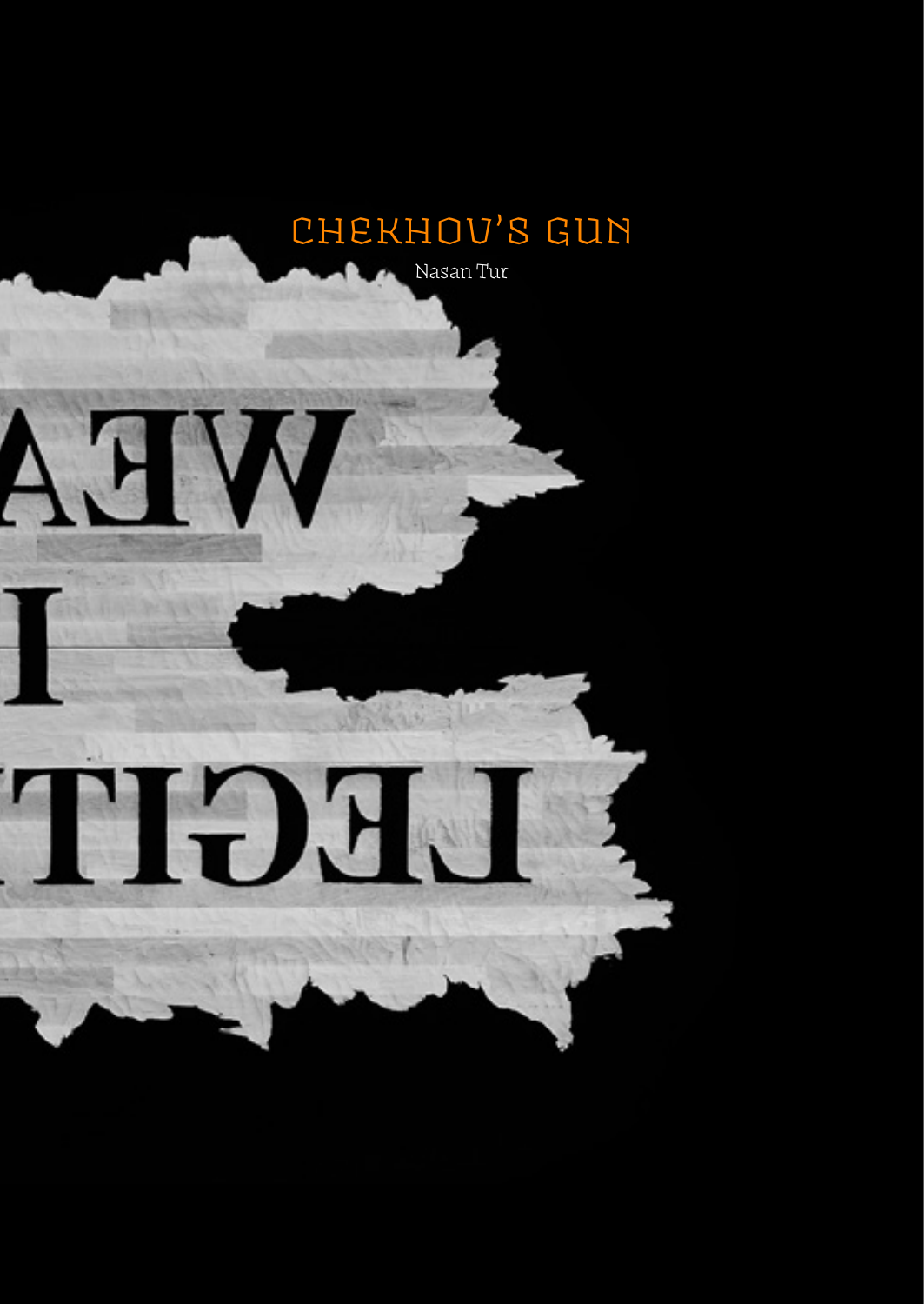# CHEKHOV'S GUN

Nasan Tur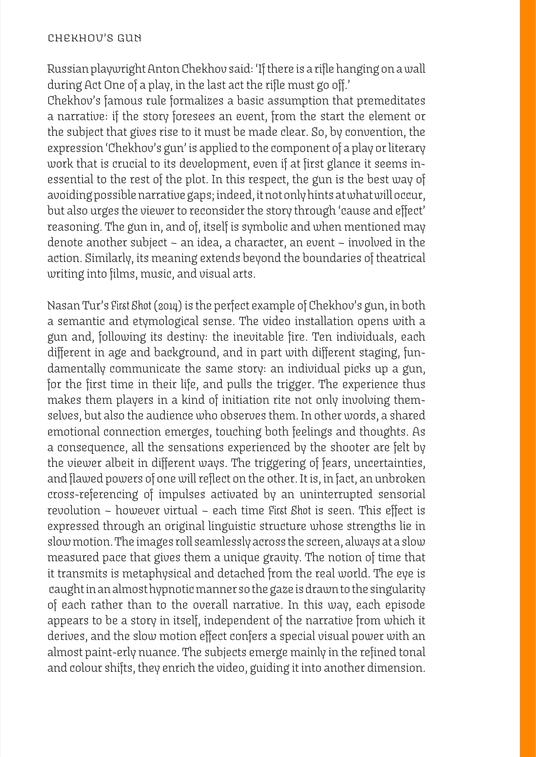## CHEKHOV'S GUN

Russian playwright Anton Chekhov said: 'If there is a rifle hanging on a wall during Act One of a play, in the last act the rifle must go off.'
Chekhov's famous rule formalizes a basic assumption that premeditates a narrative: if the story foresees an event, from the start the element or the subject that gives rise to it must be made clear. So, by convention, the expression 'Chekhov's gun' is applied to the component of a play or literary work that is crucial to its development, even if at first glance it seems inessential to the rest of the plot. In this respect, the gun is the best way of avoiding possible narrative gaps; indeed, it not only hints at what will occur, but also urges the viewer to reconsider the story through 'cause and effect' reasoning. The gun in, and of, itself is symbolic and when mentioned may denote another subject – an idea, a character, an event – involved in the action. Similarly, its meaning extends beyond the boundaries of theatrical writing into films, music, and visual arts.

Nasan Tur's *First Shot* (2014) is the perfect example of Chekhov's gun, in both a semantic and etymological sense. The video installation opens with a gun and, following its destiny: the inevitable fire. Ten individuals, each different in age and background, and in part with different staging, fundamentally communicate the same story: an individual picks up a gun, for the first time in their life, and pulls the trigger. The experience thus makes them players in a kind of initiation rite not only involving themselves, but also the audience who observes them. In other words, a shared emotional connection emerges, touching both feelings and thoughts. As a consequence, all the sensations experienced by the shooter are felt by the viewer albeit in different ways. The triggering of fears, uncertainties, and flawed powers of one will reflect on the other. It is, in fact, an unbroken cross-referencing of impulses activated by an uninterrupted sensorial revolution – however virtual – each time *First Shot* is seen. This effect is expressed through an original linguistic structure whose strengths lie in slow motion. The images roll seamlessly across the screen, always at a slow measured pace that gives them a unique gravity. The notion of time that it transmits is metaphysical and detached from the real world. The eye is caught in an almost hypnotic manner so the gaze is drawn to the singularity of each rather than to the overall narrative. In this way, each episode appears to be a story in itself, independent of the narrative from which it derives, and the slow motion effect confers a special visual power with an almost paint-erly nuance. The subjects emerge mainly in the refined tonal and colour shifts, they enrich the video, guiding it into another dimension.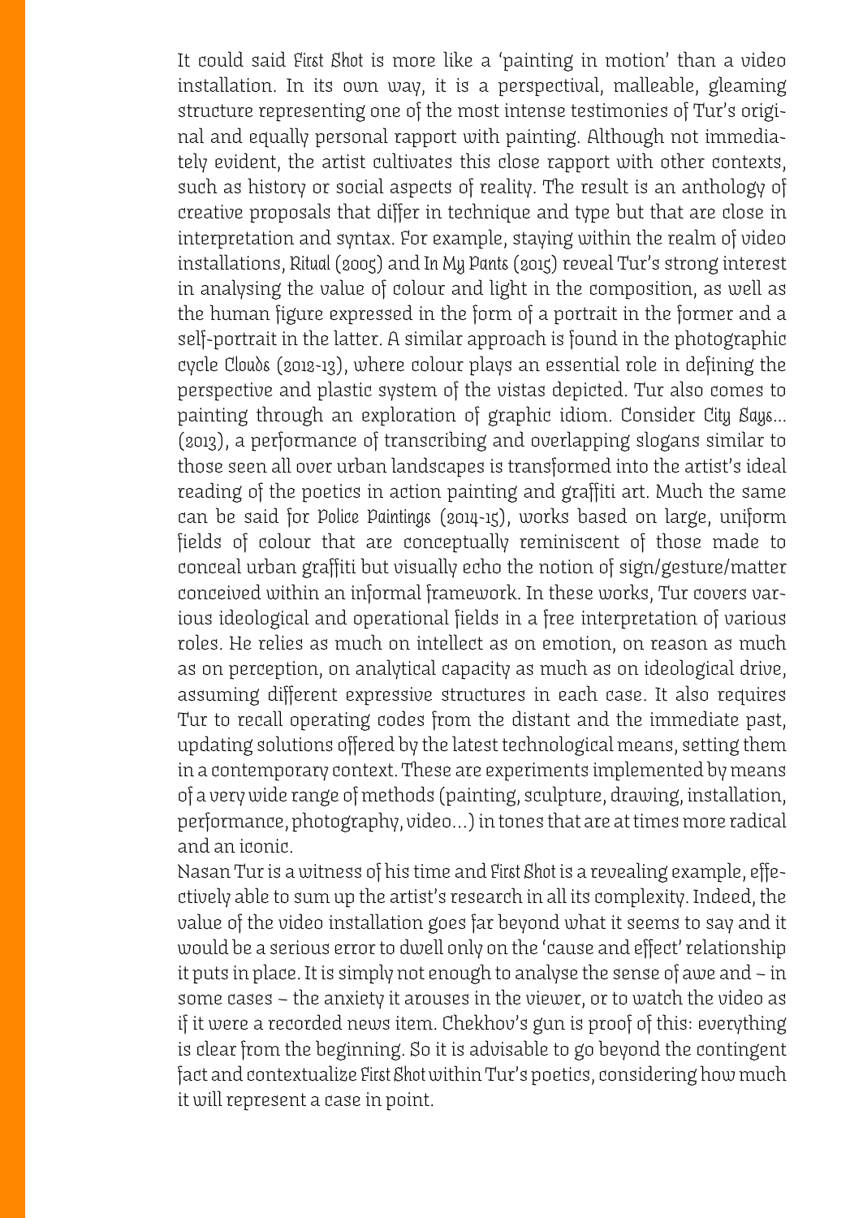It could said *First Shot* is more like a 'painting in motion' than a video installation. In its own way, it is a perspectival, malleable, gleaming structure representing one of the most intense testimonies of Tur's original and equally personal rapport with painting. Although not immediately evident, the artist cultivates this close rapport with other contexts, such as history or social aspects of reality. The result is an anthology of creative proposals that differ in technique and type but that are close in interpretation and syntax. For example, staying within the realm of video installations, *Ritual* (2005) and *In My Pants* (2015) reveal Tur's strong interest in analysing the value of colour and light in the composition, as well as the human figure expressed in the form of a portrait in the former and a self-portrait in the latter. A similar approach is found in the photographic cycle *Clouds* (2012-13), where colour plays an essential role in defining the perspective and plastic system of the vistas depicted. Tur also comes to painting through an exploration of graphic idiom. Consider *City Says...* (2013), a performance of transcribing and overlapping slogans similar to those seen all over urban landscapes is transformed into the artist's ideal reading of the poetics in action painting and graffiti art. Much the same can be said for *Police Paintings* (2014-15), works based on large, uniform fields of colour that are conceptually reminiscent of those made to conceal urban graffiti but visually echo the notion of sign/gesture/matter conceived within an informal framework. In these works, Tur covers various ideological and operational fields in a free interpretation of various roles. He relies as much on intellect as on emotion, on reason as much as on perception, on analytical capacity as much as on ideological drive, assuming different expressive structures in each case. It also requires Tur to recall operating codes from the distant and the immediate past, updating solutions offered by the latest technological means, setting them in a contemporary context. These are experiments implemented by means of a very wide range of methods (painting, sculpture, drawing, installation, performance, photography, video...) in tones that are at times more radical and an iconic.

Nasan Tur is a witness of his time and *First Shot* is a revealing example, effectively able to sum up the artist's research in all its complexity. Indeed, the value of the video installation goes far beyond what it seems to say and it would be a serious error to dwell only on the 'cause and effect' relationship it puts in place. It is simply not enough to analyse the sense of awe and – in some cases – the anxiety it arouses in the viewer, or to watch the video as if it were a recorded news item. Chekhov's gun is proof of this: everything is clear from the beginning. So it is advisable to go beyond the contingent fact and contextualize *First Shot* within Tur's poetics, considering how much it will represent a case in point.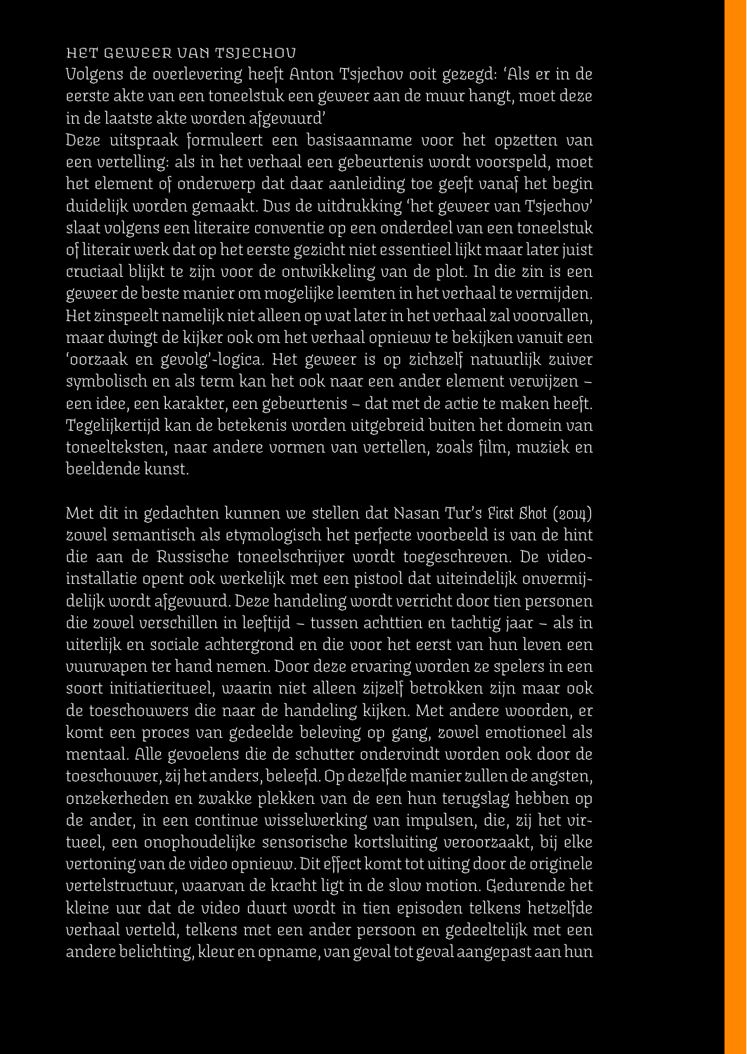## HET GEWEER VAN TSJECHOV

Volgens de overlevering heeft Anton Tsjechov ooit gezegd: 'Als er in de eerste akte van een toneelstuk een geweer aan de muur hangt, moet deze in de laatste akte worden afgevuurd'

Deze uitspraak formuleert een basisaanname voor het opzetten van een vertelling: als in het verhaal een gebeurtenis wordt voorspeld, moet het element of onderwerp dat daar aanleiding toe geeft vanaf het begin duidelijk worden gemaakt. Dus de uitdrukking 'het geweer van Tsjechov' slaat volgens een literaire conventie op een onderdeel van een toneelstuk of literair werk dat op het eerste gezicht niet essentieel lijkt maar later juist cruciaal blijkt te zijn voor de ontwikkeling van de plot. In die zin is een geweer de beste manier om mogelijke leemten in het verhaal te vermijden. Het zinspeelt namelijk niet alleen op wat later in het verhaal zal voorvallen, maar dwingt de kijker ook om het verhaal opnieuw te bekijken vanuit een 'oorzaak en gevolg'-logica. Het geweer is op zichzelf natuurlijk zuiver symbolisch en als term kan het ook naar een ander element verwijzen – een idee, een karakter, een gebeurtenis – dat met de actie te maken heeft. Tegelijkertijd kan de betekenis worden uitgebreid buiten het domein van toneelteksten, naar andere vormen van vertellen, zoals film, muziek en beeldende kunst.

Met dit in gedachten kunnen we stellen dat Nasan Tur's *First Shot* (2014) zowel semantisch als etymologisch het perfecte voorbeeld is van de hint die aan de Russische toneelschrijver wordt toegeschreven. De video-installatie opent ook werkelijk met een pistool dat uiteindelijk onvermijdelijk wordt afgevuurd. Deze handeling wordt verricht door tien personen die zowel verschillen in leeftijd – tussen achttien en tachtig jaar – als in uiterlijk en sociale achtergrond en die voor het eerst van hun leven een vuurwapen ter hand nemen. Door deze ervaring worden ze spelers in een soort initiatieritueel, waarin niet alleen zijzelf betrokken zijn maar ook de toeschouwers die naar de handeling kijken. Met andere woorden, er komt een proces van gedeelde beleving op gang, zowel emotioneel als mentaal. Alle gevoelens die de schutter ondervindt worden ook door de toeschouwer, zij het anders, beleefd. Op dezelfde manier zullen de angsten, onzekerheden en zwakke plekken van de een hun terugslag hebben op de ander, in een continue wisselwerking van impulsen, die, zij het virtueel, een onophoudelijke sensorische kortsluiting veroorzaakt, bij elke vertoning van de video opnieuw. Dit effect komt tot uiting door de originele vertelstructuur, waarvan de kracht ligt in de slow motion. Gedurende het kleine uur dat de video duurt wordt in tien episoden telkens hetzelfde verhaal verteld, telkens met een ander persoon en gedeeltelijk met een andere belichting, kleur en opname, van geval tot geval aangepast aan hun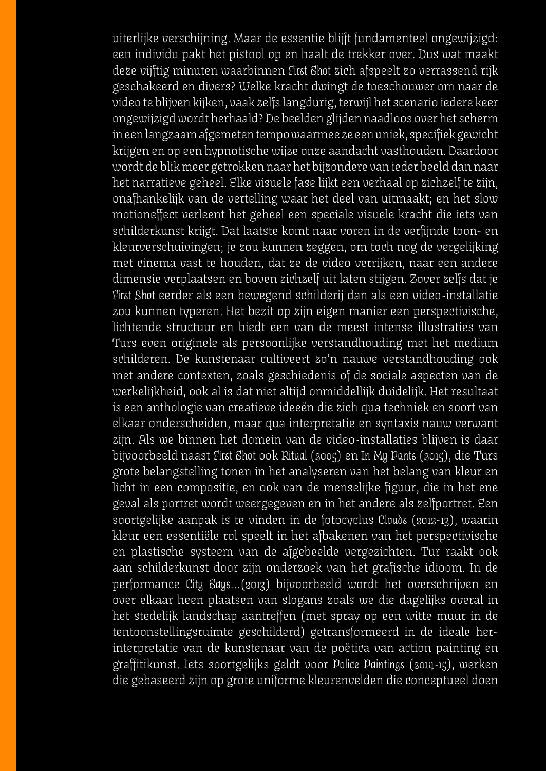uiterlijke verschijning. Maar de essentie blijft fundamenteel ongewijzigd: een individu pakt het pistool op en haalt de trekker over. Dus wat maakt deze vijftig minuten waarbinnen *First Shot* zich afspeelt zo verrassend rijk geschakeerd en divers? Welke kracht dwingt de toeschouwer om naar de video te blijven kijken, vaak zelfs langdurig, terwijl het scenario iedere keer ongewijzigd wordt herhaald? De beelden glijden naadloos over het scherm in een langzaam afgemeten tempo waarmee ze een uniek, specifiek gewicht krijgen en op een hypnotische wijze onze aandacht vasthouden. Daardoor wordt de blik meer getrokken naar het bijzondere van ieder beeld dan naar het narratieve geheel. Elke visuele fase lijkt een verhaal op zichzelf te zijn, onafhankelijk van de vertelling waar het deel van uitmaakt; en het slow motioneffect verleent het geheel een speciale visuele kracht die iets van schilderkunst krijgt. Dat laatste komt naar voren in de verfijnde toon- en kleurverschuivingen; je zou kunnen zeggen, om toch nog de vergelijking met cinema vast te houden, dat ze de video verrijken, naar een andere dimensie verplaatsen en boven zichzelf uit laten stijgen. Zover zelfs dat je *First Shot* eerder als een bewegend schilderij dan als een video-installatie zou kunnen typeren. Het bezit op zijn eigen manier een perspectivische, lichtende structuur en biedt een van de meest intense illustraties van Turs even originele als persoonlijke verstandhouding met het medium schilderen. De kunstenaar cultiveert zo'n nauwe verstandhouding ook met andere contexten, zoals geschiedenis of de sociale aspecten van de werkelijkheid, ook al is dat niet altijd onmiddellijk duidelijk. Het resultaat is een anthologie van creatieve ideeën die zich qua techniek en soort van elkaar onderscheiden, maar qua interpretatie en syntaxis nauw verwant zijn. Als we binnen het domein van de video-installaties blijven is daar bijvoorbeeld naast *First Shot* ook *Ritual* (2005) en *In My Pants* (2015), die Turs grote belangstelling tonen in het analyseren van het belang van kleur en licht in een compositie, en ook van de menselijke figuur, die in het ene geval als portret wordt weergegeven en in het andere als zelfportret. Een soortgelijke aanpak is te vinden in de fotocyclus *Clouds* (2012-13), waarin kleur een essentiële rol speelt in het afbakenen van het perspectivische en plastische systeem van de afgebeelde vergezichten. Tur raakt ook aan schilderkunst door zijn onderzoek van het grafische idioom. In de performance *City Says...*(2013) bijvoorbeeld wordt het overschrijven en over elkaar heen plaatsen van slogans zoals we die dagelijks overal in het stedelijk landschap aantreffen (met spray op een witte muur in de tentoonstellingsruimte geschilderd) getransformeerd in de ideale her-interpretatie van de kunstenaar van de poëtica van action painting en graffitikunst. Iets soortgelijks geldt voor *Police Paintings* (2014-15), werken die gebaseerd zijn op grote uniforme kleurenvelden die conceptueel doen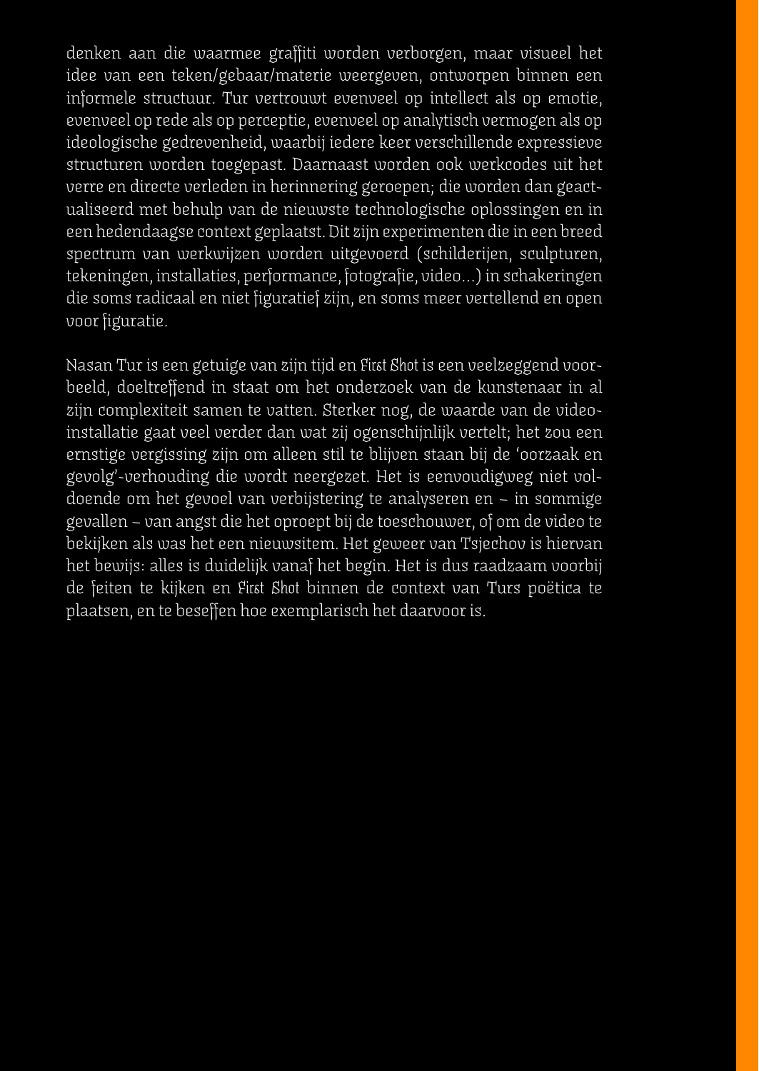denken aan die waarmee graffiti worden verborgen, maar visueel het idee van een teken/gebaar/materie weergeven, ontworpen binnen een informele structuur. Tur vertrouwt evenveel op intellect als op emotie, evenveel op rede als op perceptie, evenveel op analytisch vermogen als op ideologische gedrevenheid, waarbij iedere keer verschillende expressieve structuren worden toegepast. Daarnaast worden ook werkcodes uit het verre en directe verleden in herinnering geroepen; die worden dan geactualiseerd met behulp van de nieuwste technologische oplossingen en in een hedendaagse context geplaatst. Dit zijn experimenten die in een breed spectrum van werkwijzen worden uitgevoerd (schilderijen, sculpturen, tekeningen, installaties, performance, fotografie, video…) in schakeringen die soms radicaal en niet figuratief zijn, en soms meer vertellend en open voor figuratie.

Nasan Tur is een getuige van zijn tijd en *First Shot* is een veelzeggend voorbeeld, doeltreffend in staat om het onderzoek van de kunstenaar in al zijn complexiteit samen te vatten. Sterker nog, de waarde van de video-installatie gaat veel verder dan wat zij ogenschijnlijk vertelt; het zou een ernstige vergissing zijn om alleen stil te blijven staan bij de 'oorzaak en gevolg'-verhouding die wordt neergezet. Het is eenvoudigweg niet voldoende om het gevoel van verbijstering te analyseren en – in sommige gevallen – van angst die het oproept bij de toeschouwer, of om de video te bekijken als was het een nieuwsitem. Het geweer van Tsjechov is hiervan het bewijs: alles is duidelijk vanaf het begin. Het is dus raadzaam voorbij de feiten te kijken en *First Shot* binnen de context van Turs poëtica te plaatsen, en te beseffen hoe exemplarisch het daarvoor is.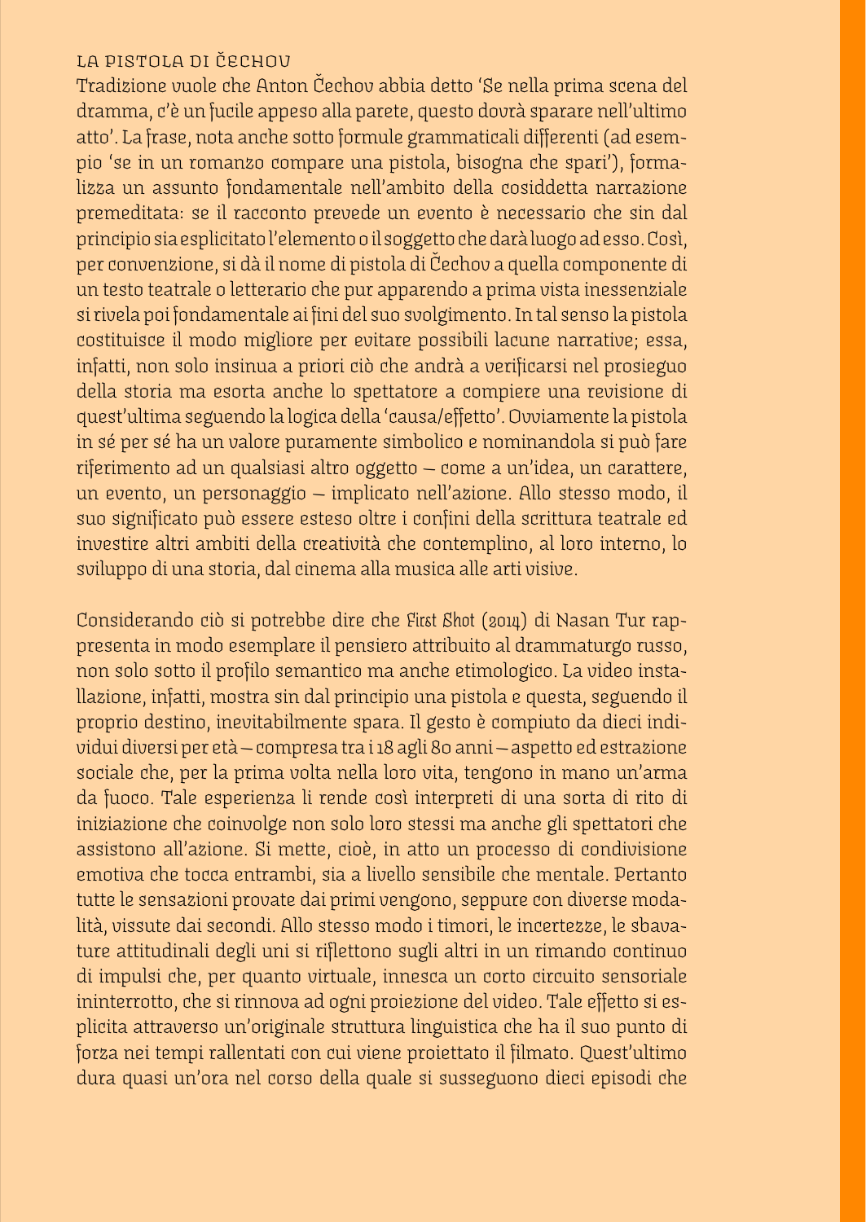## LA PISTOLA DI ČECHOV

Tradizione vuole che Anton Čechov abbia detto ‘Se nella prima scena del dramma, c’è un fucile appeso alla parete, questo dovrà sparare nell’ultimo atto’. La frase, nota anche sotto formule grammaticali differenti (ad esempio ‘se in un romanzo compare una pistola, bisogna che spari’), formalizza un assunto fondamentale nell’ambito della cosiddetta narrazione premeditata: se il racconto prevede un evento è necessario che sin dal principio sia esplicitato l’elemento o il soggetto che darà luogo ad esso. Così, per convenzione, si dà il nome di pistola di Čechov a quella componente di un testo teatrale o letterario che pur apparendo a prima vista inessenziale si rivela poi fondamentale ai fini del suo svolgimento. In tal senso la pistola costituisce il modo migliore per evitare possibili lacune narrative; essa, infatti, non solo insinua a priori ciò che andrà a verificarsi nel prosieguo della storia ma esorta anche lo spettatore a compiere una revisione di quest’ultima seguendo la logica della ‘causa/effetto’. Ovviamente la pistola in sé per sé ha un valore puramente simbolico e nominandola si può fare riferimento ad un qualsiasi altro oggetto – come a un’idea, un carattere, un evento, un personaggio – implicato nell’azione. Allo stesso modo, il suo significato può essere esteso oltre i confini della scrittura teatrale ed investire altri ambiti della creatività che contemplino, al loro interno, lo sviluppo di una storia, dal cinema alla musica alle arti visive.

Considerando ciò si potrebbe dire che *First Shot* (2014) di Nasan Tur rappresenta in modo esemplare il pensiero attribuito al drammaturgo russo, non solo sotto il profilo semantico ma anche etimologico. La video installazione, infatti, mostra sin dal principio una pistola e questa, seguendo il proprio destino, inevitabilmente spara. Il gesto è compiuto da dieci individui diversi per età – compresa tra i 18 agli 80 anni – aspetto ed estrazione sociale che, per la prima volta nella loro vita, tengono in mano un’arma da fuoco. Tale esperienza li rende così interpreti di una sorta di rito di iniziazione che coinvolge non solo loro stessi ma anche gli spettatori che assistono all’azione. Si mette, cioè, in atto un processo di condivisione emotiva che tocca entrambi, sia a livello sensibile che mentale. Pertanto tutte le sensazioni provate dai primi vengono, seppure con diverse modalità, vissute dai secondi. Allo stesso modo i timori, le incertezze, le sbavature attitudinali degli uni si riflettono sugli altri in un rimando continuo di impulsi che, per quanto virtuale, innesca un corto circuito sensoriale ininterrotto, che si rinnova ad ogni proiezione del video. Tale effetto si esplicita attraverso un’originale struttura linguistica che ha il suo punto di forza nei tempi rallentati con cui viene proiettato il filmato. Quest’ultimo dura quasi un’ora nel corso della quale si susseguono dieci episodi che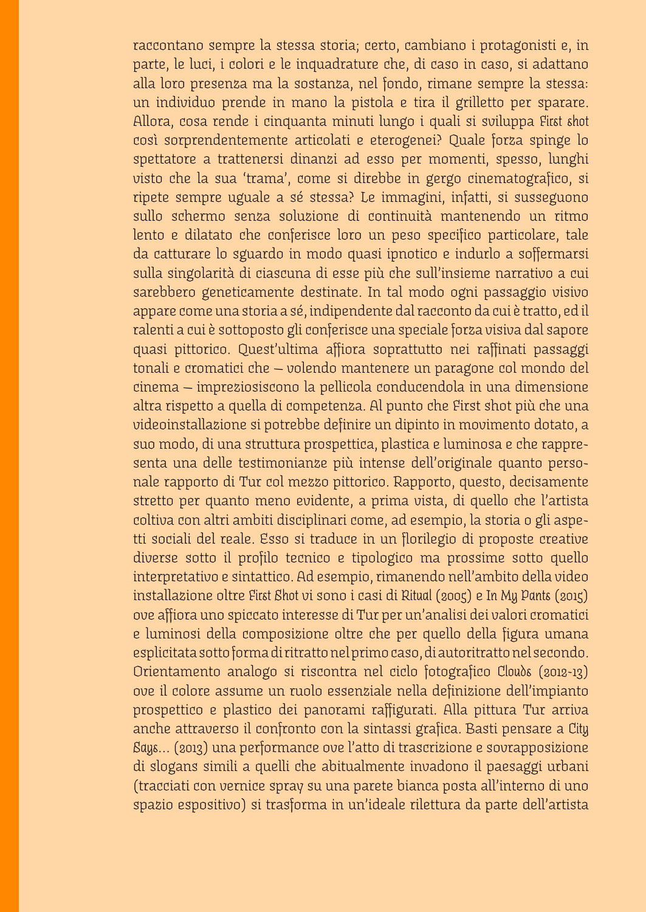raccontano sempre la stessa storia; certo, cambiano i protagonisti e, in parte, le luci, i colori e le inquadrature che, di caso in caso, si adattano alla loro presenza ma la sostanza, nel fondo, rimane sempre la stessa: un individuo prende in mano la pistola e tira il grilletto per sparare. Allora, cosa rende i cinquanta minuti lungo i quali si sviluppa *First shot* così sorprendentemente articolati e eterogenei? Quale forza spinge lo spettatore a trattenersi dinanzi ad esso per momenti, spesso, lunghi visto che la sua 'trama', come si direbbe in gergo cinematografico, si ripete sempre uguale a sé stessa? Le immagini, infatti, si susseguono sullo schermo senza soluzione di continuità mantenendo un ritmo lento e dilatato che conferisce loro un peso specifico particolare, tale da catturare lo sguardo in modo quasi ipnotico e indurlo a soffermarsi sulla singolarità di ciascuna di esse più che sull'insieme narrativo a cui sarebbero geneticamente destinate. In tal modo ogni passaggio visivo appare come una storia a sé, indipendente dal racconto da cui è tratto, ed il ralenti a cui è sottoposto gli conferisce una speciale forza visiva dal sapore quasi pittorico. Quest'ultima affiora soprattutto nei raffinati passaggi tonali e cromatici che – volendo mantenere un paragone col mondo del cinema – impreziosiscono la pellicola conducendola in una dimensione altra rispetto a quella di competenza. Al punto che First shot più che una videoinstallazione si potrebbe definire un dipinto in movimento dotato, a suo modo, di una struttura prospettica, plastica e luminosa e che rappresenta una delle testimonianze più intense dell'originale quanto personale rapporto di Tur col mezzo pittorico. Rapporto, questo, decisamente stretto per quanto meno evidente, a prima vista, di quello che l'artista coltiva con altri ambiti disciplinari come, ad esempio, la storia o gli aspetti sociali del reale. Esso si traduce in un florilegio di proposte creative diverse sotto il profilo tecnico e tipologico ma prossime sotto quello interpretativo e sintattico. Ad esempio, rimanendo nell'ambito della video installazione oltre *First Shot* vi sono i casi di *Ritual* (2005) e *In My Pants* (2015) ove affiora uno spiccato interesse di Tur per un'analisi dei valori cromatici e luminosi della composizione oltre che per quello della figura umana esplicitata sotto forma di ritratto nel primo caso, di autoritratto nel secondo. Orientamento analogo si riscontra nel ciclo fotografico *Clouds* (2012-13) ove il colore assume un ruolo essenziale nella definizione dell'impianto prospettico e plastico dei panorami raffigurati. Alla pittura Tur arriva anche attraverso il confronto con la sintassi grafica. Basti pensare a *City Says...* (2013) una performance ove l'atto di trascrizione e sovrapposizione di slogans simili a quelli che abitualmente invadono il paesaggi urbani (tracciati con vernice spray su una parete bianca posta all'interno di uno spazio espositivo) si trasforma in un'ideale rilettura da parte dell'artista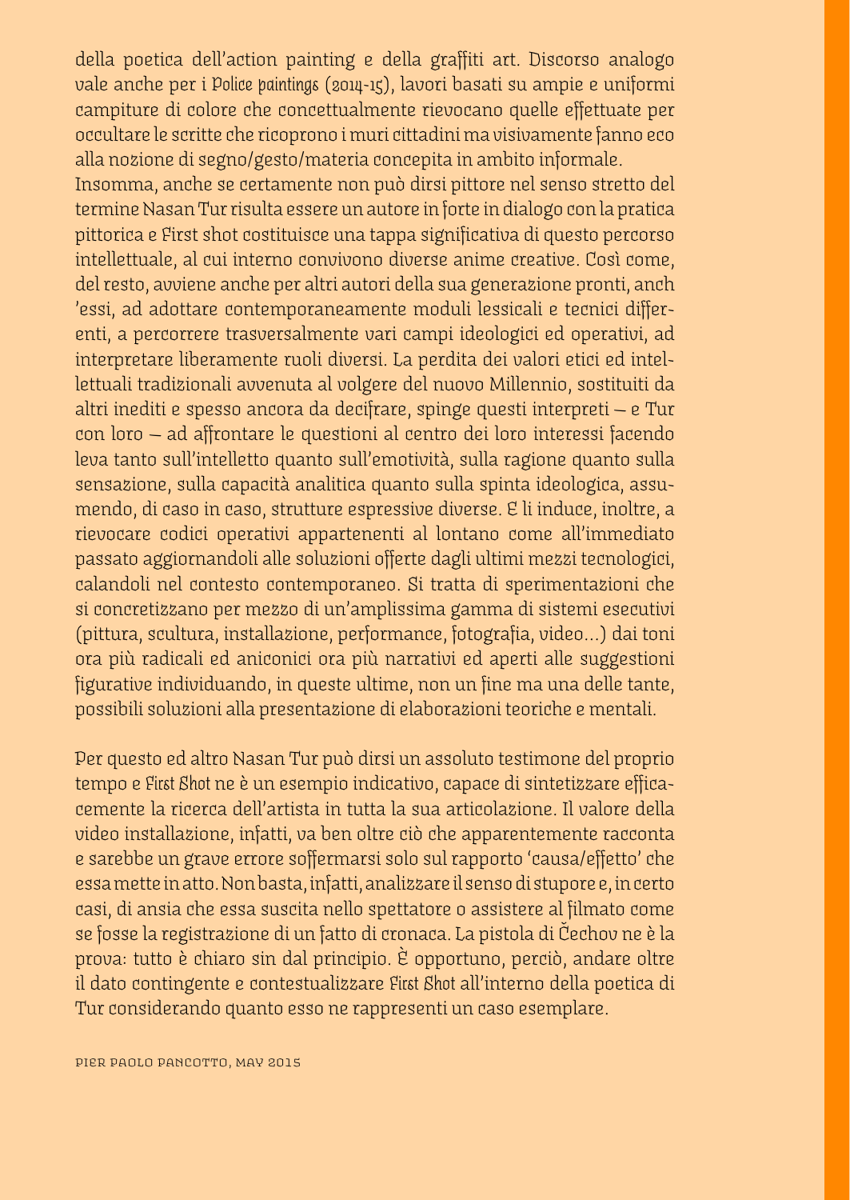della poetica dell'action painting e della graffiti art. Discorso analogo vale anche per i *Police paintings* (2014-15), lavori basati su ampie e uniformi campiture di colore che concettualmente rievocano quelle effettuate per occultare le scritte che ricoprono i muri cittadini ma visivamente fanno eco alla nozione di segno/gesto/materia concepita in ambito informale.
Insomma, anche se certamente non può dirsi pittore nel senso stretto del termine Nasan Tur risulta essere un autore in forte in dialogo con la pratica pittorica e First shot costituisce una tappa significativa di questo percorso intellettuale, al cui interno convivono diverse anime creative. Così come, del resto, avviene anche per altri autori della sua generazione pronti, anch 'essi, ad adottare contemporaneamente moduli lessicali e tecnici differenti, a percorrere trasversalmente vari campi ideologici ed operativi, ad interpretare liberamente ruoli diversi. La perdita dei valori etici ed intellettuali tradizionali avvenuta al volgere del nuovo Millennio, sostituiti da altri inediti e spesso ancora da decifrare, spinge questi interpreti – e Tur con loro – ad affrontare le questioni al centro dei loro interessi facendo leva tanto sull'intelletto quanto sull'emotività, sulla ragione quanto sulla sensazione, sulla capacità analitica quanto sulla spinta ideologica, assumendo, di caso in caso, strutture espressive diverse. E li induce, inoltre, a rievocare codici operativi appartenenti al lontano come all'immediato passato aggiornandoli alle soluzioni offerte dagli ultimi mezzi tecnologici, calandoli nel contesto contemporaneo. Si tratta di sperimentazioni che si concretizzano per mezzo di un'amplissima gamma di sistemi esecutivi (pittura, scultura, installazione, performance, fotografia, video...) dai toni ora più radicali ed aniconici ora più narrativi ed aperti alle suggestioni figurative individuando, in queste ultime, non un fine ma una delle tante, possibili soluzioni alla presentazione di elaborazioni teoriche e mentali.

Per questo ed altro Nasan Tur può dirsi un assoluto testimone del proprio tempo e *First Shot* ne è un esempio indicativo, capace di sintetizzare efficacemente la ricerca dell'artista in tutta la sua articolazione. Il valore della video installazione, infatti, va ben oltre ciò che apparentemente racconta e sarebbe un grave errore soffermarsi solo sul rapporto 'causa/effetto' che essa mette in atto. Non basta, infatti, analizzare il senso di stupore e, in certo casi, di ansia che essa suscita nello spettatore o assistere al filmato come se fosse la registrazione di un fatto di cronaca. La pistola di Čechov ne è la prova: tutto è chiaro sin dal principio. È opportuno, perciò, andare oltre il dato contingente e contestualizzare *First Shot* all'interno della poetica di Tur considerando quanto esso ne rappresenti un caso esemplare.

PIER PAOLO PANCOTTO, MAY 2015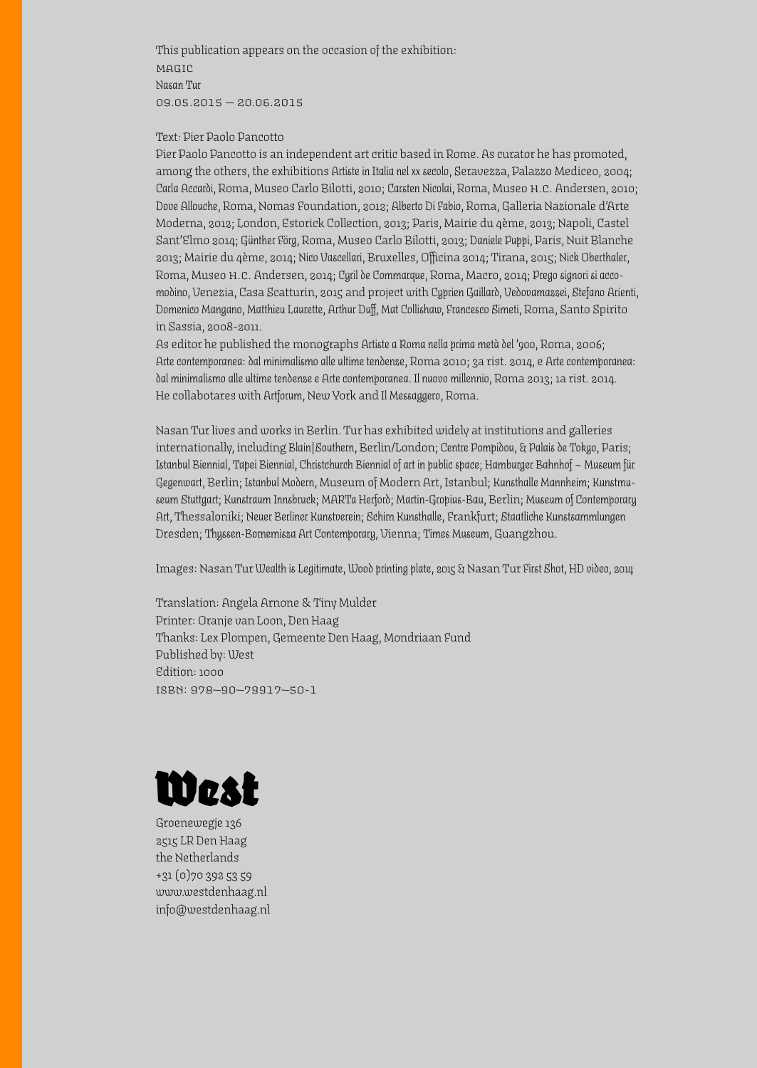This publication appears on the occasion of the exhibition:
MAGIC
*Nasan Tur*
09.05.2015 – 20.06.2015

Text: Pier Paolo Pancotto

Pier Paolo Pancotto is an independent art critic based in Rome. As curator he has promoted, among the others, the exhibitions *Artiste in Italia nel xx secolo*, Seravezza, Palazzo Mediceo, 2004; *Carla Accardi*, Roma, Museo Carlo Bilotti, 2010; *Carsten Nicolai*, Roma, Museo H.C. Andersen, 2010; *Dove Allouche*, Roma, Nomas Foundation, 2012; *Alberto Di Fabio*, Roma, Galleria Nazionale d'Arte Moderna, 2012; London, Estorick Collection, 2013; Paris, Mairie du 4ème, 2013; Napoli, Castel Sant'Elmo 2014; *Günther Förg*, Roma, Museo Carlo Bilotti, 2013; *Daniele Puppi*, Paris, Nuit Blanche 2013; Mairie du 4ème, 2014; *Nico Vascellari*, Bruxelles, Officina 2014; Tirana, 2015; *Nick Oberthaler*, Roma, Museo H.C. Andersen, 2014; *Cyril de Commarque*, Roma, Macro, 2014; *Prego signori si accomodino*, Venezia, Casa Scatturin, 2015 and project with *Cyprien Gaillard, Vedovamazzei, Stefano Arienti, Domenico Mangano, Matthieu Laurette, Arthur Duff, Mat Collishaw, Francesco Simeti*, Roma, Santo Spirito in Sassia, 2008-2011.

As editor he published the monographs *Artiste a Roma nella prima metà del '900*, Roma, 2006; *Arte contemporanea: dal minimalismo alle ultime tendenze*, Roma 2010; 3a rist. 2014, e *Arte contemporanea: dal minimalismo alle ultime tendenze e Arte contemporanea. Il nuovo millennio*, Roma 2013; 1a rist. 2014. He collabotares with *Artforum*, New York and *Il Messaggero*, Roma.

Nasan Tur lives and works in Berlin. Tur has exhibited widely at institutions and galleries internationally, including *Blain|Southern*, Berlin/London; *Centre Pompidou, & Palais de Tokyo*, Paris; *Istanbul Biennial, Tapei Biennial, Christchurch Biennial of art in public space; Hamburger Bahnhof – Museum für Gegenwart*, Berlin; *Istanbul Modern*, Museum of Modern Art, Istanbul; *Kunsthalle Mannheim; Kunstmuseum Stuttgart; Kunstraum Innsbruck; MARTa Herford; Martin-Gropius-Bau*, Berlin; *Museum of Contemporary Art*, Thessaloniki; *Neuer Berliner Kunstverein; Schirn Kunsthalle*, Frankfurt; *Staatliche Kunstsammlungen Dresden; Thyssen-Bornemisza Art Contemporary*, Vienna; *Times Museum*, Guangzhou.

Images: Nasan Tur *Wealth is Legitimate*, *Wood printing plate, 2015* & Nasan Tur *First Shot, HD video, 2014*

Translation: Angela Arnone & Tiny Mulder
Printer: Oranje van Loon, Den Haag
Thanks: Lex Plompen, Gemeente Den Haag, Mondriaan Fund
Published by: West
Edition: 1000
ISBN: 978–90–79917–50-1

**West**

Groenewegje 136
2515 LR Den Haag
the Netherlands
+31 (0)70 392 53 59
www.westdenhaag.nl
info@westdenhaag.nl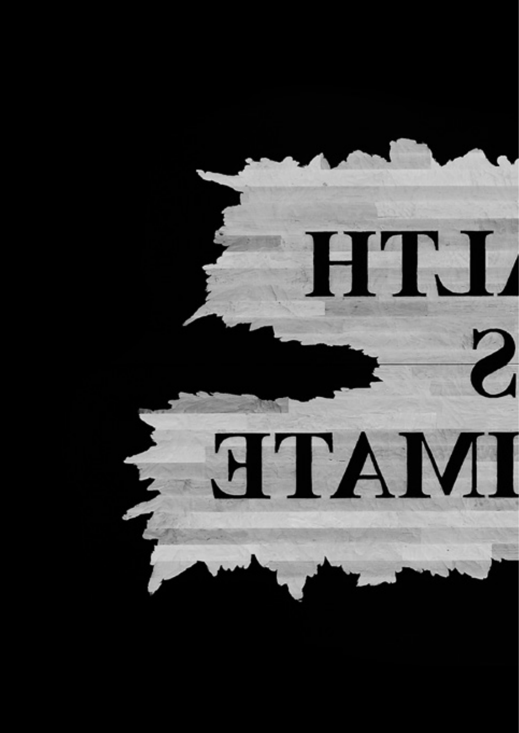ALTH

S

MATE